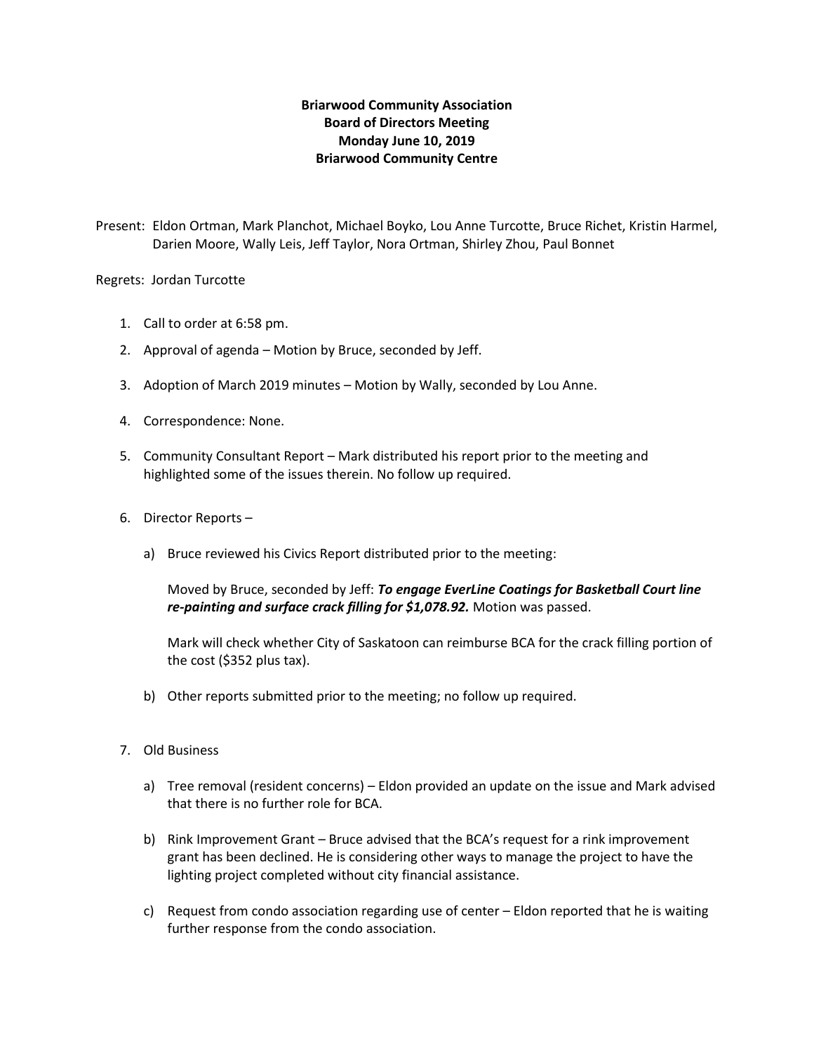**Briarwood Community Association**
**Board of Directors Meeting**
**Monday June 10, 2019**
**Briarwood Community Centre**

Present: Eldon Ortman, Mark Planchot, Michael Boyko, Lou Anne Turcotte, Bruce Richet, Kristin Harmel, Darien Moore, Wally Leis, Jeff Taylor, Nora Ortman, Shirley Zhou, Paul Bonnet

Regrets: Jordan Turcotte

1. Call to order at 6:58 pm.
2. Approval of agenda – Motion by Bruce, seconded by Jeff.
3. Adoption of March 2019 minutes – Motion by Wally, seconded by Lou Anne.
4. Correspondence: None.
5. Community Consultant Report – Mark distributed his report prior to the meeting and highlighted some of the issues therein. No follow up required.
6. Director Reports –

   a) Bruce reviewed his Civics Report distributed prior to the meeting:

      Moved by Bruce, seconded by Jeff: ***To engage EverLine Coatings for Basketball Court line re-painting and surface crack filling for $1,078.92.*** Motion was passed.

      Mark will check whether City of Saskatoon can reimburse BCA for the crack filling portion of the cost ($352 plus tax).

   b) Other reports submitted prior to the meeting; no follow up required.

7. Old Business

   a) Tree removal (resident concerns) – Eldon provided an update on the issue and Mark advised that there is no further role for BCA.

   b) Rink Improvement Grant – Bruce advised that the BCA's request for a rink improvement grant has been declined. He is considering other ways to manage the project to have the lighting project completed without city financial assistance.

   c) Request from condo association regarding use of center – Eldon reported that he is waiting further response from the condo association.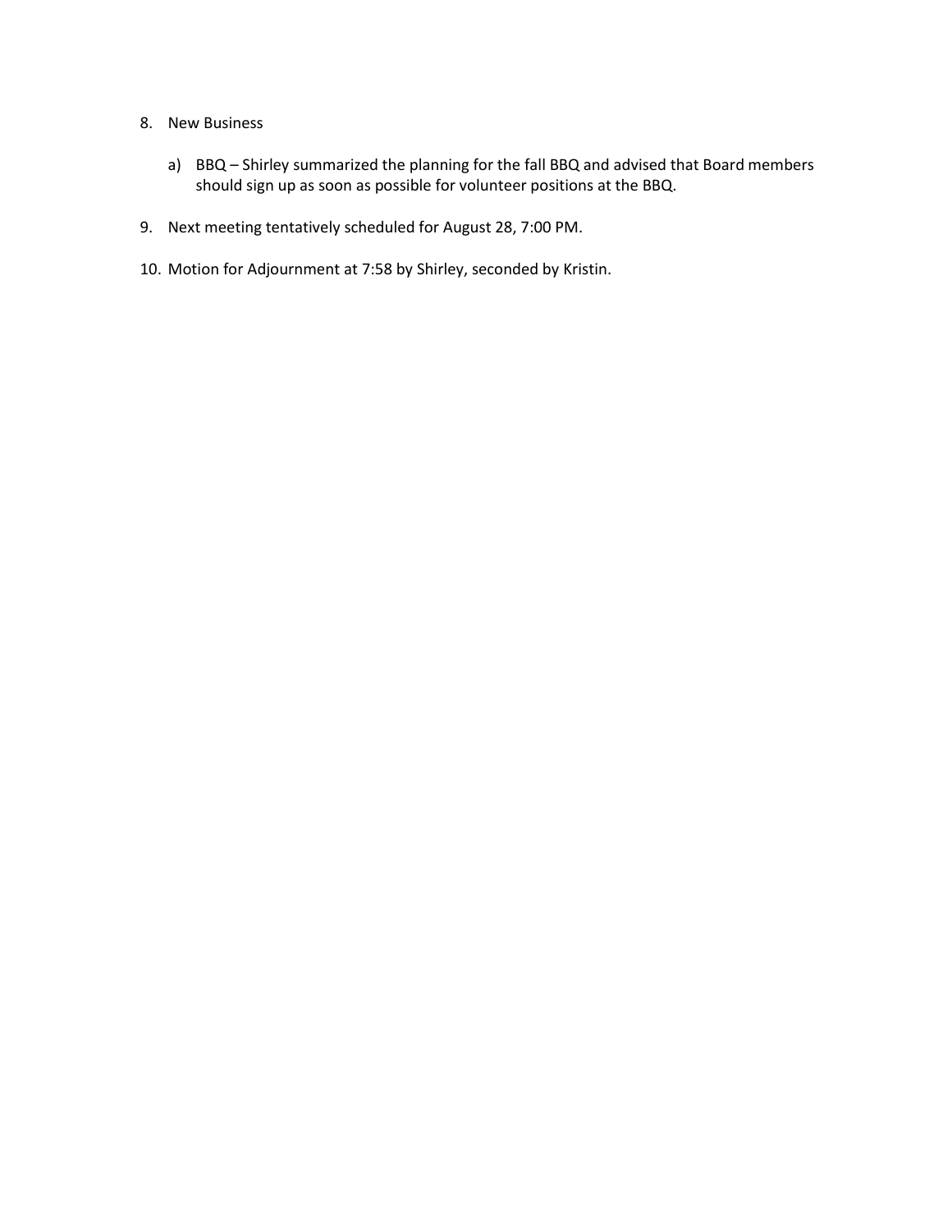8. New Business

    a) BBQ – Shirley summarized the planning for the fall BBQ and advised that Board members should sign up as soon as possible for volunteer positions at the BBQ.

9. Next meeting tentatively scheduled for August 28, 7:00 PM.

10. Motion for Adjournment at 7:58 by Shirley, seconded by Kristin.